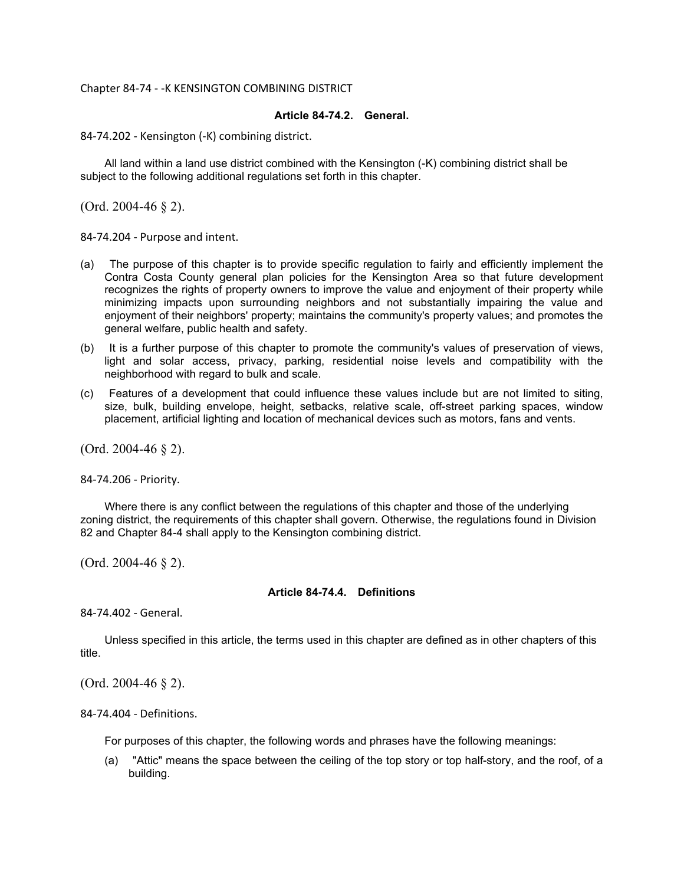# Chapter 84-74 - -K KENSINGTON COMBINING DISTRICT

## Article 84-74.2. General.

### 84-74.202 - Kensington (-K) combining district.

All land within a land use district combined with the Kensington (-K) combining district shall be subject to the following additional regulations set forth in this chapter.

(Ord. 2004-46 § 2).

### 84-74.204 - Purpose and intent.

(a) The purpose of this chapter is to provide specific regulation to fairly and efficiently implement the Contra Costa County general plan policies for the Kensington Area so that future development recognizes the rights of property owners to improve the value and enjoyment of their property while minimizing impacts upon surrounding neighbors and not substantially impairing the value and enjoyment of their neighbors' property; maintains the community's property values; and promotes the general welfare, public health and safety.

(b) It is a further purpose of this chapter to promote the community's values of preservation of views, light and solar access, privacy, parking, residential noise levels and compatibility with the neighborhood with regard to bulk and scale.

(c) Features of a development that could influence these values include but are not limited to siting, size, bulk, building envelope, height, setbacks, relative scale, off-street parking spaces, window placement, artificial lighting and location of mechanical devices such as motors, fans and vents.

(Ord. 2004-46 § 2).

### 84-74.206 - Priority.

Where there is any conflict between the regulations of this chapter and those of the underlying zoning district, the requirements of this chapter shall govern. Otherwise, the regulations found in Division 82 and Chapter 84-4 shall apply to the Kensington combining district.

(Ord. 2004-46 § 2).

## Article 84-74.4. Definitions

### 84-74.402 - General.

Unless specified in this article, the terms used in this chapter are defined as in other chapters of this title.

(Ord. 2004-46 § 2).

### 84-74.404 - Definitions.

For purposes of this chapter, the following words and phrases have the following meanings:

(a) "Attic" means the space between the ceiling of the top story or top half-story, and the roof, of a building.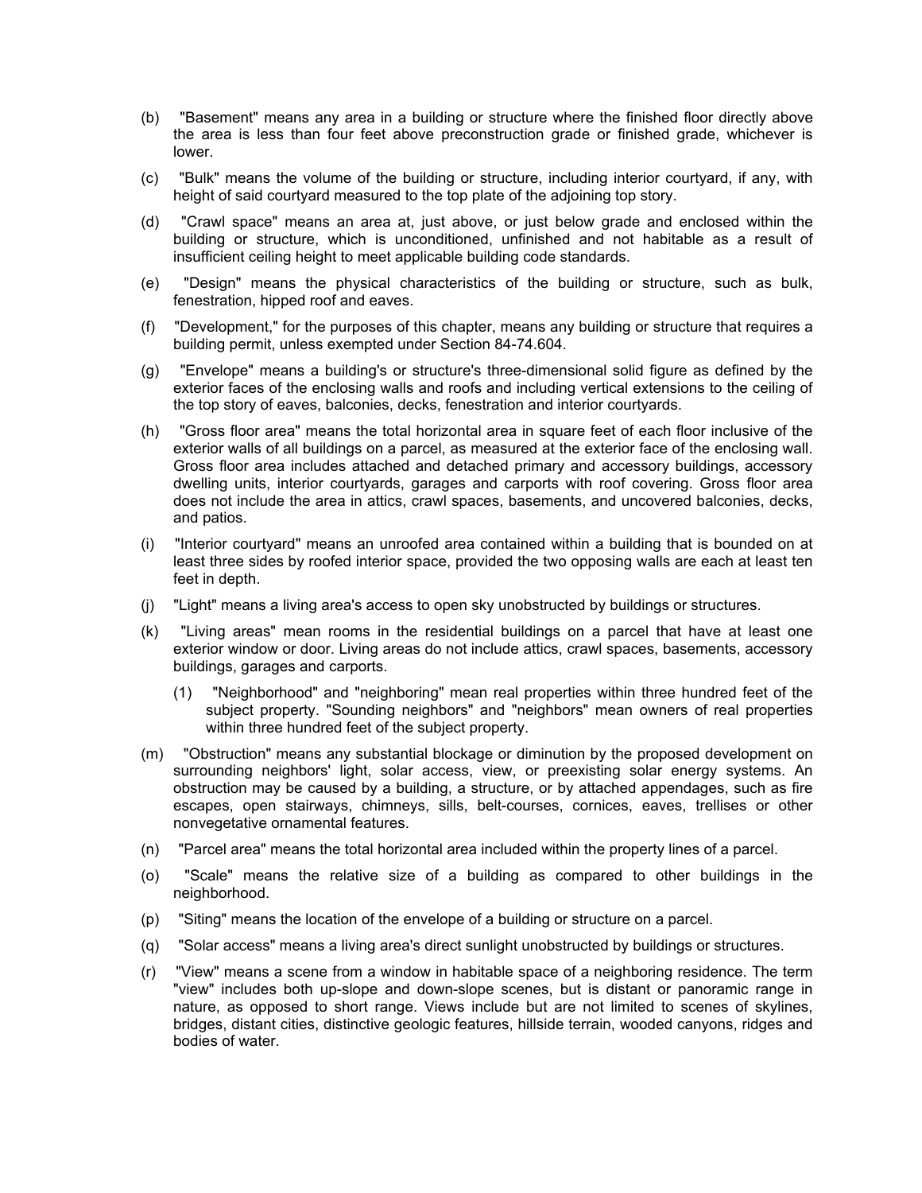(b) "Basement" means any area in a building or structure where the finished floor directly above the area is less than four feet above preconstruction grade or finished grade, whichever is lower.

(c) "Bulk" means the volume of the building or structure, including interior courtyard, if any, with height of said courtyard measured to the top plate of the adjoining top story.

(d) "Crawl space" means an area at, just above, or just below grade and enclosed within the building or structure, which is unconditioned, unfinished and not habitable as a result of insufficient ceiling height to meet applicable building code standards.

(e) "Design" means the physical characteristics of the building or structure, such as bulk, fenestration, hipped roof and eaves.

(f) "Development," for the purposes of this chapter, means any building or structure that requires a building permit, unless exempted under Section 84-74.604.

(g) "Envelope" means a building's or structure's three-dimensional solid figure as defined by the exterior faces of the enclosing walls and roofs and including vertical extensions to the ceiling of the top story of eaves, balconies, decks, fenestration and interior courtyards.

(h) "Gross floor area" means the total horizontal area in square feet of each floor inclusive of the exterior walls of all buildings on a parcel, as measured at the exterior face of the enclosing wall. Gross floor area includes attached and detached primary and accessory buildings, accessory dwelling units, interior courtyards, garages and carports with roof covering. Gross floor area does not include the area in attics, crawl spaces, basements, and uncovered balconies, decks, and patios.

(i) "Interior courtyard" means an unroofed area contained within a building that is bounded on at least three sides by roofed interior space, provided the two opposing walls are each at least ten feet in depth.

(j) "Light" means a living area's access to open sky unobstructed by buildings or structures.

(k) "Living areas" mean rooms in the residential buildings on a parcel that have at least one exterior window or door. Living areas do not include attics, crawl spaces, basements, accessory buildings, garages and carports.

(1) "Neighborhood" and "neighboring" mean real properties within three hundred feet of the subject property. "Sounding neighbors" and "neighbors" mean owners of real properties within three hundred feet of the subject property.

(m) "Obstruction" means any substantial blockage or diminution by the proposed development on surrounding neighbors' light, solar access, view, or preexisting solar energy systems. An obstruction may be caused by a building, a structure, or by attached appendages, such as fire escapes, open stairways, chimneys, sills, belt-courses, cornices, eaves, trellises or other nonvegetative ornamental features.

(n) "Parcel area" means the total horizontal area included within the property lines of a parcel.

(o) "Scale" means the relative size of a building as compared to other buildings in the neighborhood.

(p) "Siting" means the location of the envelope of a building or structure on a parcel.

(q) "Solar access" means a living area's direct sunlight unobstructed by buildings or structures.

(r) "View" means a scene from a window in habitable space of a neighboring residence. The term "view" includes both up-slope and down-slope scenes, but is distant or panoramic range in nature, as opposed to short range. Views include but are not limited to scenes of skylines, bridges, distant cities, distinctive geologic features, hillside terrain, wooded canyons, ridges and bodies of water.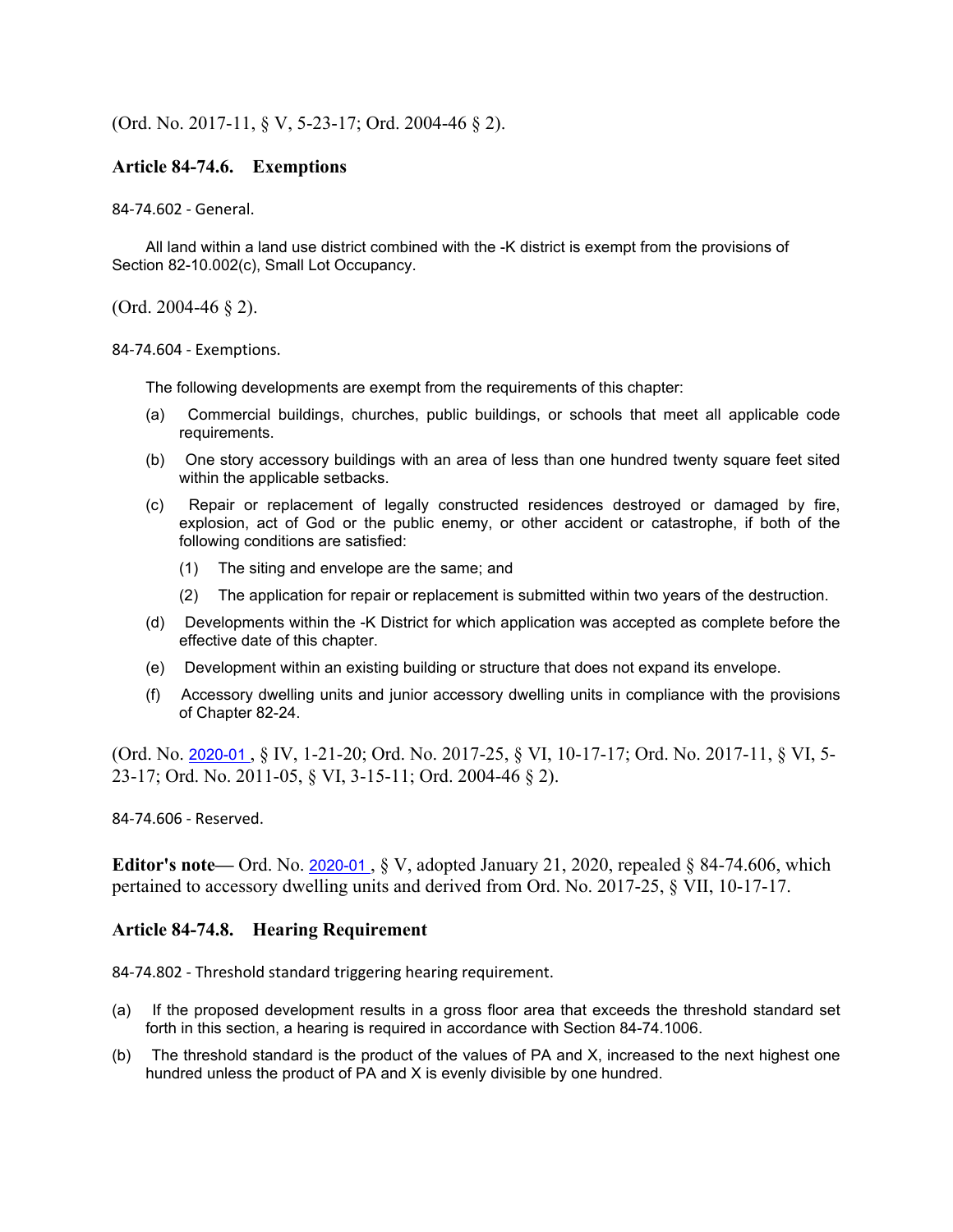(Ord. No. 2017-11, § V, 5-23-17; Ord. 2004-46 § 2).

## Article 84-74.6. Exemptions

84-74.602 - General.

All land within a land use district combined with the -K district is exempt from the provisions of Section 82-10.002(c), Small Lot Occupancy.

(Ord. 2004-46 § 2).

84-74.604 - Exemptions.

The following developments are exempt from the requirements of this chapter:

(a) Commercial buildings, churches, public buildings, or schools that meet all applicable code requirements.

(b) One story accessory buildings with an area of less than one hundred twenty square feet sited within the applicable setbacks.

(c) Repair or replacement of legally constructed residences destroyed or damaged by fire, explosion, act of God or the public enemy, or other accident or catastrophe, if both of the following conditions are satisfied:

  (1) The siting and envelope are the same; and

  (2) The application for repair or replacement is submitted within two years of the destruction.

(d) Developments within the -K District for which application was accepted as complete before the effective date of this chapter.

(e) Development within an existing building or structure that does not expand its envelope.

(f) Accessory dwelling units and junior accessory dwelling units in compliance with the provisions of Chapter 82-24.

(Ord. No. 2020-01 , § IV, 1-21-20; Ord. No. 2017-25, § VI, 10-17-17; Ord. No. 2017-11, § VI, 5-23-17; Ord. No. 2011-05, § VI, 3-15-11; Ord. 2004-46 § 2).

84-74.606 - Reserved.

**Editor's note—** Ord. No. 2020-01 , § V, adopted January 21, 2020, repealed § 84-74.606, which pertained to accessory dwelling units and derived from Ord. No. 2017-25, § VII, 10-17-17.

## Article 84-74.8. Hearing Requirement

84-74.802 - Threshold standard triggering hearing requirement.

(a) If the proposed development results in a gross floor area that exceeds the threshold standard set forth in this section, a hearing is required in accordance with Section 84-74.1006.

(b) The threshold standard is the product of the values of PA and X, increased to the next highest one hundred unless the product of PA and X is evenly divisible by one hundred.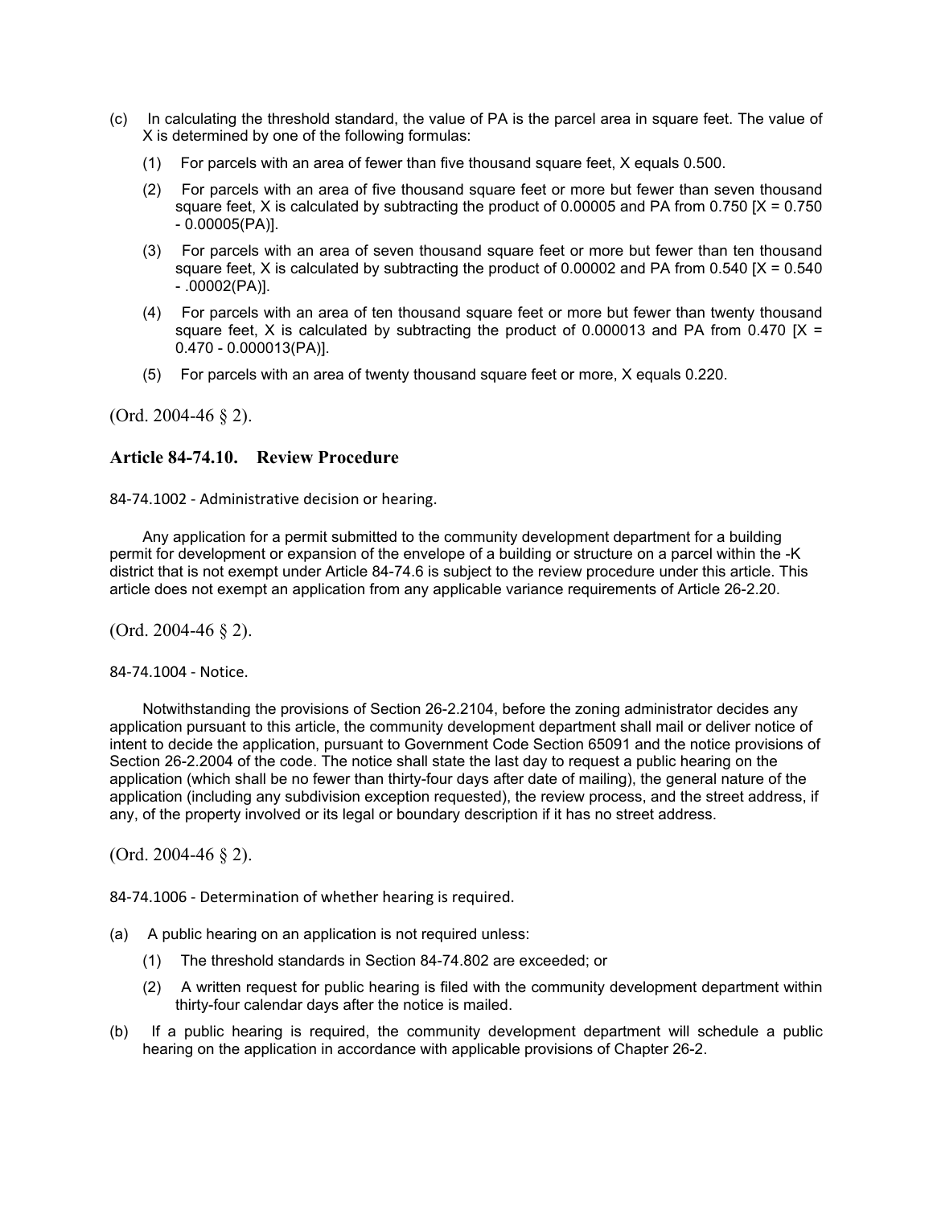(c) In calculating the threshold standard, the value of PA is the parcel area in square feet. The value of X is determined by one of the following formulas:

(1) For parcels with an area of fewer than five thousand square feet, X equals 0.500.

(2) For parcels with an area of five thousand square feet or more but fewer than seven thousand square feet, X is calculated by subtracting the product of 0.00005 and PA from 0.750 [$X = 0.750 - 0.00005(PA)$].

(3) For parcels with an area of seven thousand square feet or more but fewer than ten thousand square feet, X is calculated by subtracting the product of 0.00002 and PA from 0.540 [$X = 0.540 - .00002(PA)$].

(4) For parcels with an area of ten thousand square feet or more but fewer than twenty thousand square feet, X is calculated by subtracting the product of 0.000013 and PA from 0.470 [$X = 0.470 - 0.000013(PA)$].

(5) For parcels with an area of twenty thousand square feet or more, X equals 0.220.

(Ord. 2004-46 § 2).

## Article 84-74.10. Review Procedure

84-74.1002 - Administrative decision or hearing.

Any application for a permit submitted to the community development department for a building permit for development or expansion of the envelope of a building or structure on a parcel within the -K district that is not exempt under Article 84-74.6 is subject to the review procedure under this article. This article does not exempt an application from any applicable variance requirements of Article 26-2.20.

(Ord. 2004-46 § 2).

84-74.1004 - Notice.

Notwithstanding the provisions of Section 26-2.2104, before the zoning administrator decides any application pursuant to this article, the community development department shall mail or deliver notice of intent to decide the application, pursuant to Government Code Section 65091 and the notice provisions of Section 26-2.2004 of the code. The notice shall state the last day to request a public hearing on the application (which shall be no fewer than thirty-four days after date of mailing), the general nature of the application (including any subdivision exception requested), the review process, and the street address, if any, of the property involved or its legal or boundary description if it has no street address.

(Ord. 2004-46 § 2).

84-74.1006 - Determination of whether hearing is required.

(a) A public hearing on an application is not required unless:

(1) The threshold standards in Section 84-74.802 are exceeded; or

(2) A written request for public hearing is filed with the community development department within thirty-four calendar days after the notice is mailed.

(b) If a public hearing is required, the community development department will schedule a public hearing on the application in accordance with applicable provisions of Chapter 26-2.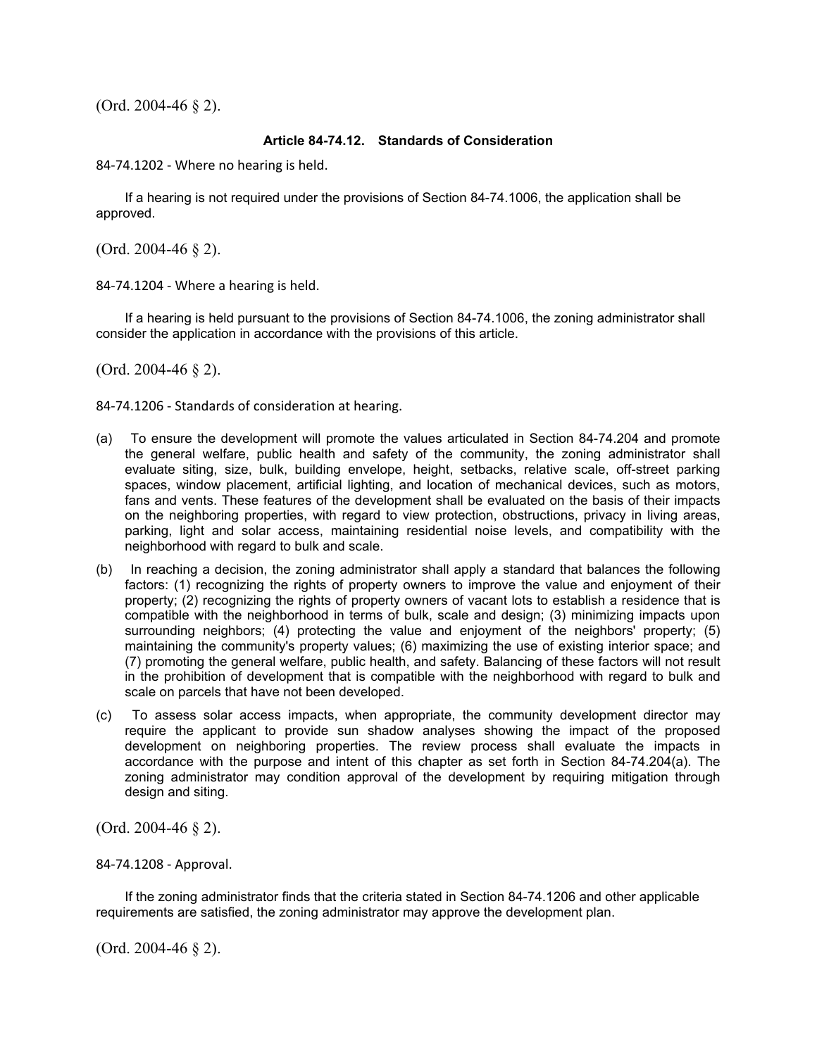(Ord. 2004-46 § 2).

## Article 84-74.12. Standards of Consideration

84-74.1202 - Where no hearing is held.

If a hearing is not required under the provisions of Section 84-74.1006, the application shall be approved.

(Ord. 2004-46 § 2).

84-74.1204 - Where a hearing is held.

If a hearing is held pursuant to the provisions of Section 84-74.1006, the zoning administrator shall consider the application in accordance with the provisions of this article.

(Ord. 2004-46 § 2).

84-74.1206 - Standards of consideration at hearing.

(a) To ensure the development will promote the values articulated in Section 84-74.204 and promote the general welfare, public health and safety of the community, the zoning administrator shall evaluate siting, size, bulk, building envelope, height, setbacks, relative scale, off-street parking spaces, window placement, artificial lighting, and location of mechanical devices, such as motors, fans and vents. These features of the development shall be evaluated on the basis of their impacts on the neighboring properties, with regard to view protection, obstructions, privacy in living areas, parking, light and solar access, maintaining residential noise levels, and compatibility with the neighborhood with regard to bulk and scale.

(b) In reaching a decision, the zoning administrator shall apply a standard that balances the following factors: (1) recognizing the rights of property owners to improve the value and enjoyment of their property; (2) recognizing the rights of property owners of vacant lots to establish a residence that is compatible with the neighborhood in terms of bulk, scale and design; (3) minimizing impacts upon surrounding neighbors; (4) protecting the value and enjoyment of the neighbors' property; (5) maintaining the community's property values; (6) maximizing the use of existing interior space; and (7) promoting the general welfare, public health, and safety. Balancing of these factors will not result in the prohibition of development that is compatible with the neighborhood with regard to bulk and scale on parcels that have not been developed.

(c) To assess solar access impacts, when appropriate, the community development director may require the applicant to provide sun shadow analyses showing the impact of the proposed development on neighboring properties. The review process shall evaluate the impacts in accordance with the purpose and intent of this chapter as set forth in Section 84-74.204(a). The zoning administrator may condition approval of the development by requiring mitigation through design and siting.

(Ord. 2004-46 § 2).

84-74.1208 - Approval.

If the zoning administrator finds that the criteria stated in Section 84-74.1206 and other applicable requirements are satisfied, the zoning administrator may approve the development plan.

(Ord. 2004-46 § 2).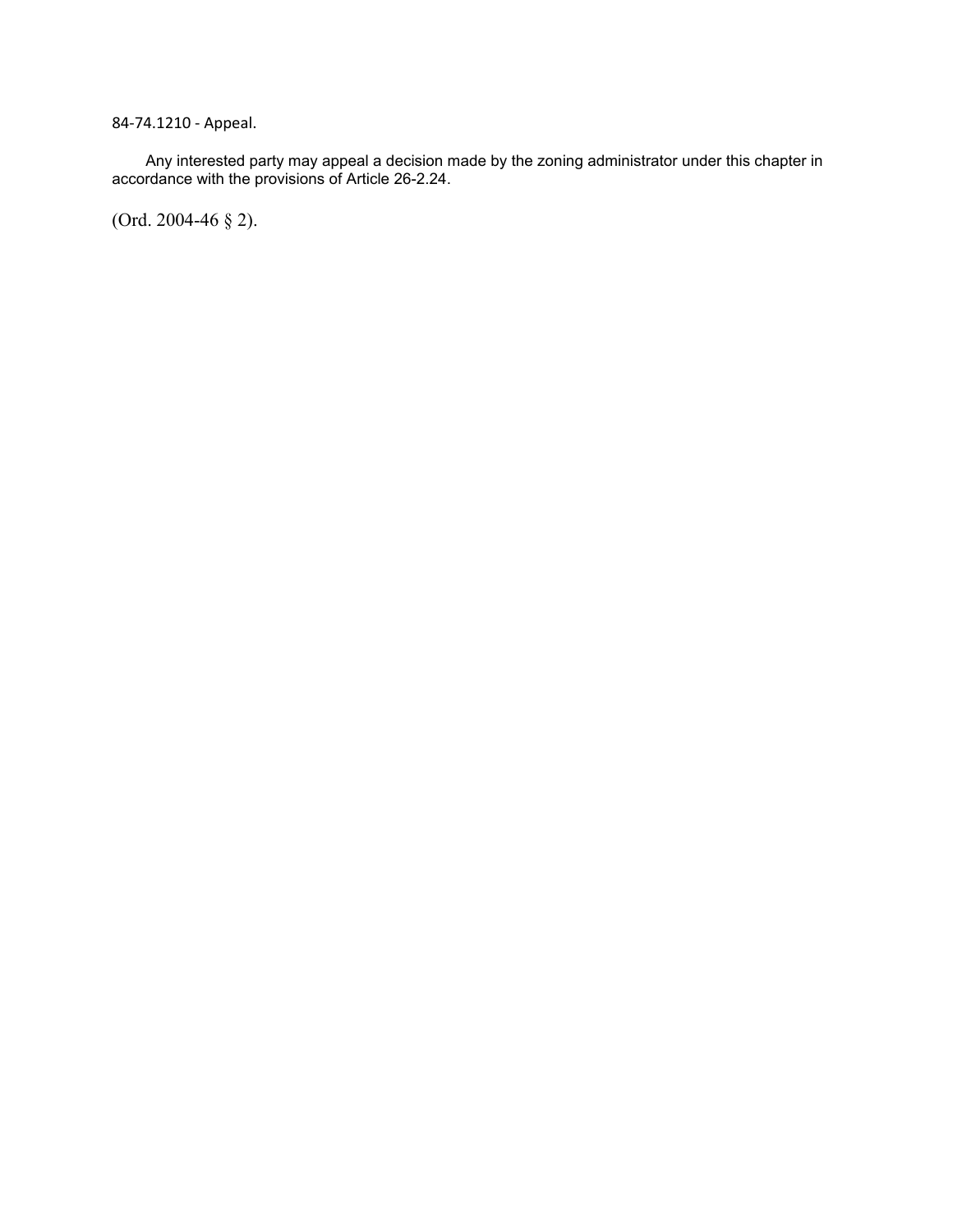84-74.1210 - Appeal.

Any interested party may appeal a decision made by the zoning administrator under this chapter in accordance with the provisions of Article 26-2.24.

(Ord. 2004-46 § 2).